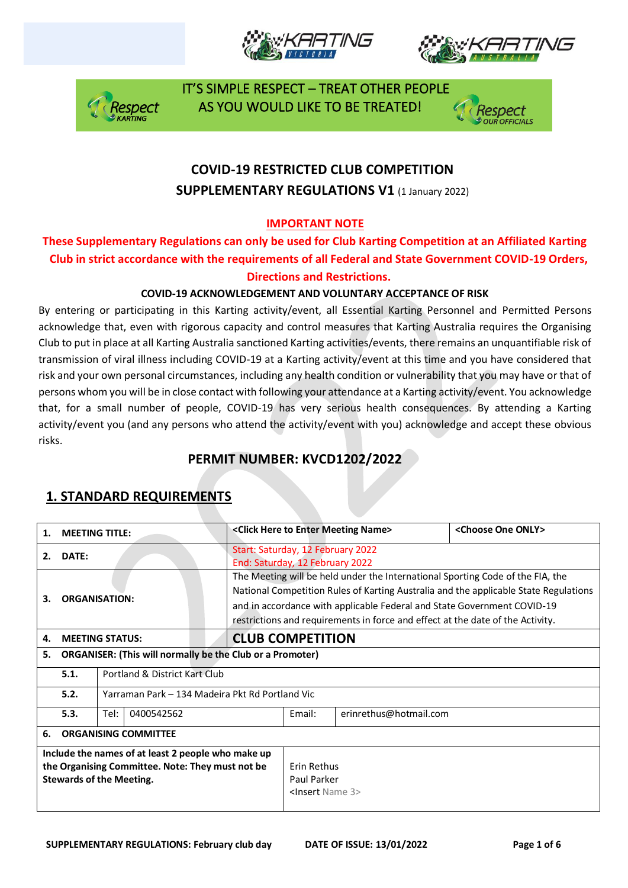IT'S SIMPLE RESPECT – TREAT OTHER PEOPLE AS YOU WOULD LIKE TO BE TREATED!

# COVID-19 RESTRICTED CLUB COMPETITION
## SUPPLEMENTARY REGULATIONS V1 (1 January 2022)

**IMPORTANT NOTE**

**These Supplementary Regulations can only be used for Club Karting Competition at an Affiliated Karting Club in strict accordance with the requirements of all Federal and State Government COVID-19 Orders, Directions and Restrictions.**

**COVID-19 ACKNOWLEDGEMENT AND VOLUNTARY ACCEPTANCE OF RISK**

By entering or participating in this Karting activity/event, all Essential Karting Personnel and Permitted Persons acknowledge that, even with rigorous capacity and control measures that Karting Australia requires the Organising Club to put in place at all Karting Australia sanctioned Karting activities/events, there remains an unquantifiable risk of transmission of viral illness including COVID-19 at a Karting activity/event at this time and you have considered that risk and your own personal circumstances, including any health condition or vulnerability that you may have or that of persons whom you will be in close contact with following your attendance at a Karting activity/event. You acknowledge that, for a small number of people, COVID-19 has very serious health consequences. By attending a Karting activity/event you (and any persons who attend the activity/event with you) acknowledge and accept these obvious risks.

## PERMIT NUMBER: KVCD1202/2022

## 1. STANDARD REQUIREMENTS

| | | | | | |
|---|---|---|---|---|---|
| **1.** | **MEETING TITLE:** | | **<Click Here to Enter Meeting Name>** | | **<Choose One ONLY>** |
| **2.** | **DATE:** | | Start: Saturday, 12 February 2022<br>End: Saturday, 12 February 2022 | | |
| **3.** | **ORGANISATION:** | | The Meeting will be held under the International Sporting Code of the FIA, the National Competition Rules of Karting Australia and the applicable State Regulations and in accordance with applicable Federal and State Government COVID-19 restrictions and requirements in force and effect at the date of the Activity. | | |
| **4.** | **MEETING STATUS:** | | **CLUB COMPETITION** | | |
| **5.** | **ORGANISER: (This will normally be the Club or a Promoter)** | | | | |
| | **5.1.** | Portland & District Kart Club | | | |
| | **5.2.** | Yarraman Park – 134 Madeira Pkt Rd Portland Vic | | | |
| | **5.3.** | Tel: 0400542562 | Email: | erinrethus@hotmail.com | |
| **6.** | **ORGANISING COMMITTEE** | | | | |
| | **Include the names of at least 2 people who make up the Organising Committee. Note: They must not be Stewards of the Meeting.** | | Erin Rethus<br>Paul Parker<br><Insert Name 3> | | |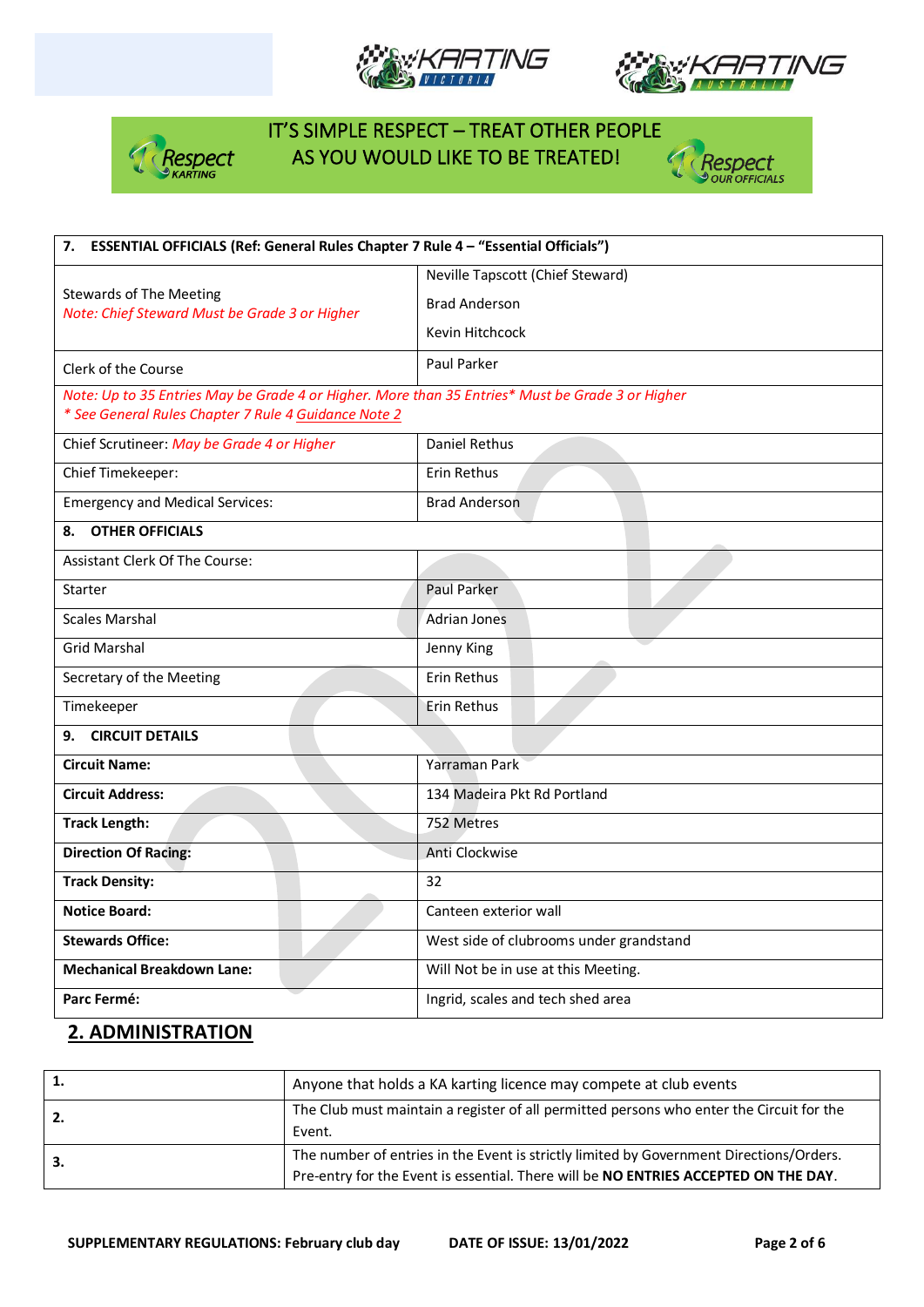IT'S SIMPLE RESPECT – TREAT OTHER PEOPLE AS YOU WOULD LIKE TO BE TREATED!

| **7. ESSENTIAL OFFICIALS (Ref: General Rules Chapter 7 Rule 4 – "Essential Officials")** | |
|---|---|
| Stewards of The Meeting<br>*Note: Chief Steward Must be Grade 3 or Higher* | Neville Tapscott (Chief Steward)<br>Brad Anderson<br>Kevin Hitchcock |
| Clerk of the Course | Paul Parker |
| *Note: Up to 35 Entries May be Grade 4 or Higher. More than 35 Entries\* Must be Grade 3 or Higher*<br>*\* See General Rules Chapter 7 Rule 4 Guidance Note 2* | |
| Chief Scrutineer: *May be Grade 4 or Higher* | Daniel Rethus |
| Chief Timekeeper: | Erin Rethus |
| Emergency and Medical Services: | Brad Anderson |
| **8. OTHER OFFICIALS** | |
| Assistant Clerk Of The Course: | |
| Starter | Paul Parker |
| Scales Marshal | Adrian Jones |
| Grid Marshal | Jenny King |
| Secretary of the Meeting | Erin Rethus |
| Timekeeper | Erin Rethus |
| **9. CIRCUIT DETAILS** | |
| **Circuit Name:** | Yarraman Park |
| **Circuit Address:** | 134 Madeira Pkt Rd Portland |
| **Track Length:** | 752 Metres |
| **Direction Of Racing:** | Anti Clockwise |
| **Track Density:** | 32 |
| **Notice Board:** | Canteen exterior wall |
| **Stewards Office:** | West side of clubrooms under grandstand |
| **Mechanical Breakdown Lane:** | Will Not be in use at this Meeting. |
| **Parc Fermé:** | Ingrid, scales and tech shed area |

## 2. ADMINISTRATION

| | |
|---|---|
| **1.** | Anyone that holds a KA karting licence may compete at club events |
| **2.** | The Club must maintain a register of all permitted persons who enter the Circuit for the Event. |
| **3.** | The number of entries in the Event is strictly limited by Government Directions/Orders. Pre-entry for the Event is essential. There will be **NO ENTRIES ACCEPTED ON THE DAY**. |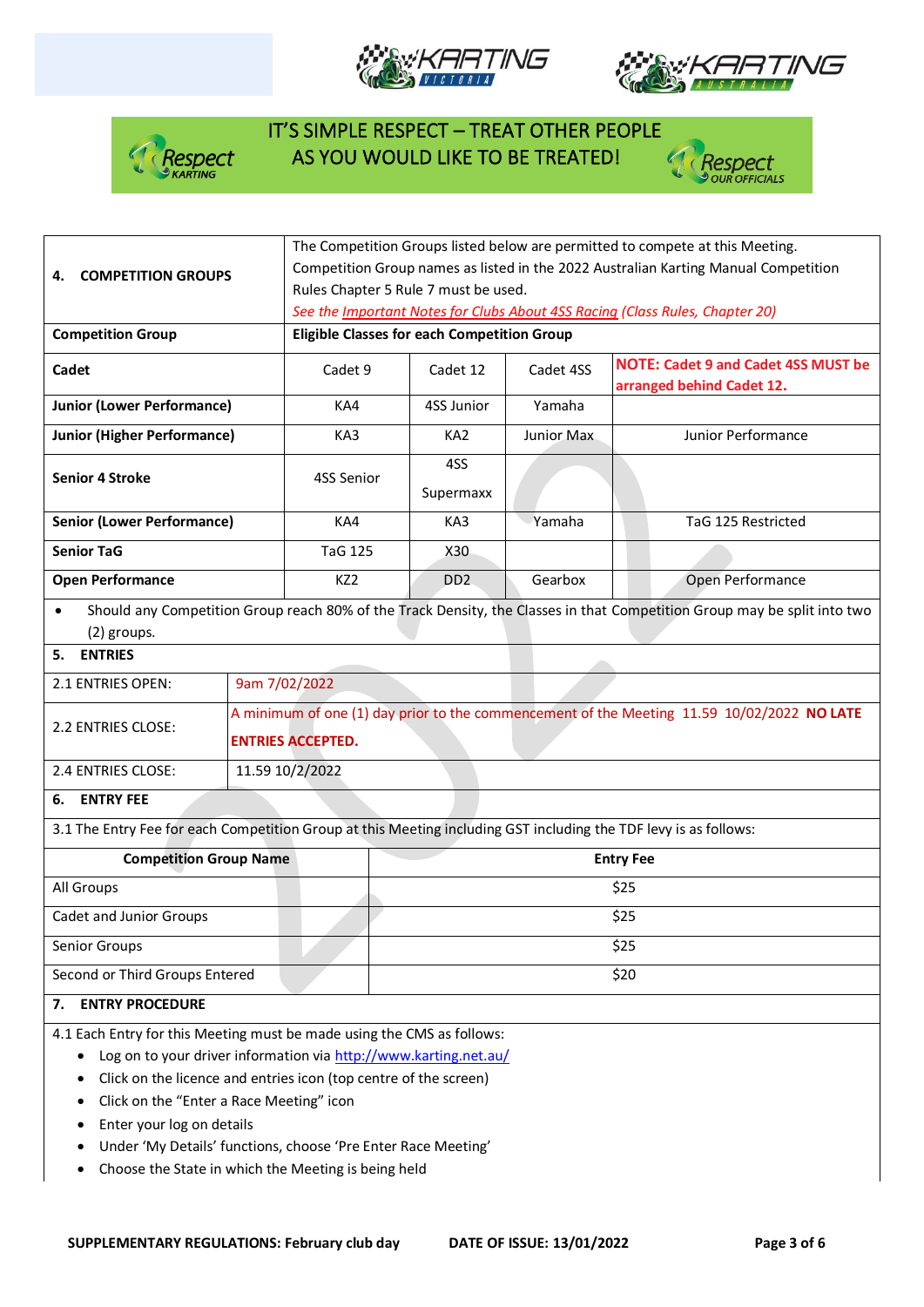IT'S SIMPLE RESPECT – TREAT OTHER PEOPLE AS YOU WOULD LIKE TO BE TREATED!

| **4. COMPETITION GROUPS** | The Competition Groups listed below are permitted to compete at this Meeting. Competition Group names as listed in the 2022 Australian Karting Manual Competition Rules Chapter 5 Rule 7 must be used. *See the Important Notes for Clubs About 4SS Racing (Class Rules, Chapter 20)* | | | |
|---|---|---|---|---|
| **Competition Group** | **Eligible Classes for each Competition Group** | | | |
| **Cadet** | Cadet 9 | Cadet 12 | Cadet 4SS | **NOTE: Cadet 9 and Cadet 4SS MUST be arranged behind Cadet 12.** |
| **Junior (Lower Performance)** | KA4 | 4SS Junior | Yamaha | |
| **Junior (Higher Performance)** | KA3 | KA2 | Junior Max | Junior Performance |
| **Senior 4 Stroke** | 4SS Senior | 4SS Supermaxx | | |
| **Senior (Lower Performance)** | KA4 | KA3 | Yamaha | TaG 125 Restricted |
| **Senior TaG** | TaG 125 | X30 | | |
| **Open Performance** | KZ2 | DD2 | Gearbox | Open Performance |

- Should any Competition Group reach 80% of the Track Density, the Classes in that Competition Group may be split into two (2) groups.

## 5. ENTRIES

| | |
|---|---|
| 2.1 ENTRIES OPEN: | 9am 7/02/2022 |
| 2.2 ENTRIES CLOSE: | A minimum of one (1) day prior to the commencement of the Meeting 11.59 10/02/2022 **NO LATE ENTRIES ACCEPTED.** |
| 2.4 ENTRIES CLOSE: | 11.59 10/2/2022 |

## 6. ENTRY FEE

3.1 The Entry Fee for each Competition Group at this Meeting including GST including the TDF levy is as follows:

| Competition Group Name | Entry Fee |
|---|---|
| All Groups | $25 |
| Cadet and Junior Groups | $25 |
| Senior Groups | $25 |
| Second or Third Groups Entered | $20 |

## 7. ENTRY PROCEDURE

4.1 Each Entry for this Meeting must be made using the CMS as follows:

- Log on to your driver information via http://www.karting.net.au/
- Click on the licence and entries icon (top centre of the screen)
- Click on the "Enter a Race Meeting" icon
- Enter your log on details
- Under 'My Details' functions, choose 'Pre Enter Race Meeting'
- Choose the State in which the Meeting is being held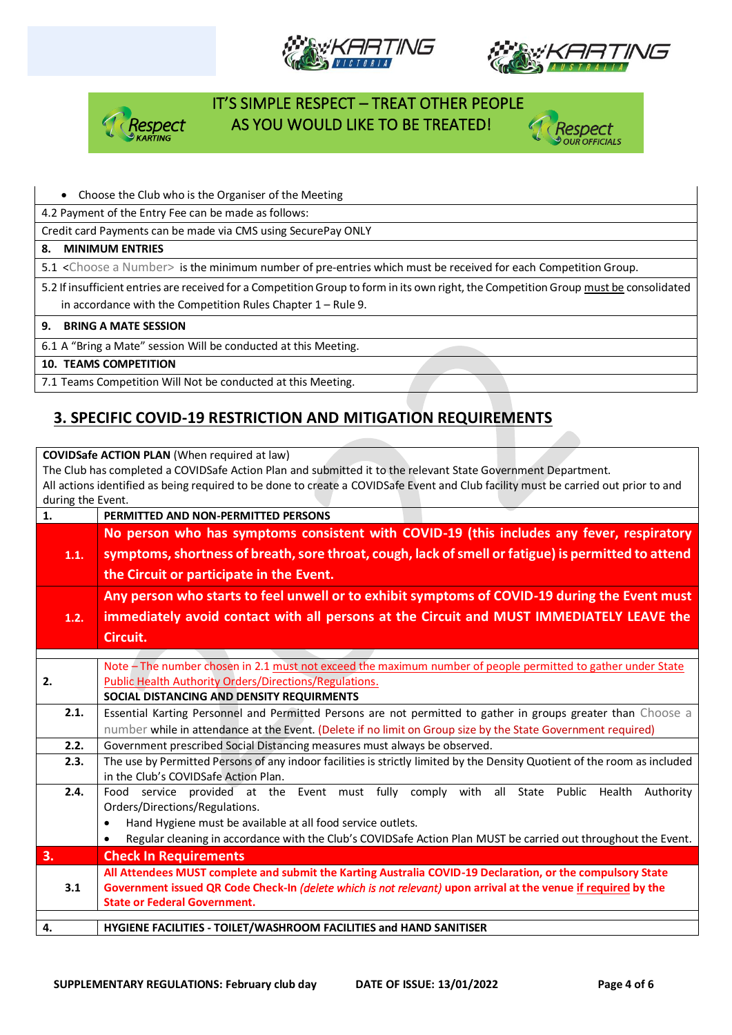IT'S SIMPLE RESPECT – TREAT OTHER PEOPLE AS YOU WOULD LIKE TO BE TREATED!

| |
|---|
| • Choose the Club who is the Organiser of the Meeting |
| 4.2 Payment of the Entry Fee can be made as follows: |
| Credit card Payments can be made via CMS using SecurePay ONLY |
| **8. MINIMUM ENTRIES** |
| 5.1 <Choose a Number> is the minimum number of pre-entries which must be received for each Competition Group. |
| 5.2 If insufficient entries are received for a Competition Group to form in its own right, the Competition Group must be consolidated in accordance with the Competition Rules Chapter 1 – Rule 9. |
| **9. BRING A MATE SESSION** |
| 6.1 A "Bring a Mate" session Will be conducted at this Meeting. |
| **10. TEAMS COMPETITION** |
| 7.1 Teams Competition Will Not be conducted at this Meeting. |

## 3. SPECIFIC COVID-19 RESTRICTION AND MITIGATION REQUIREMENTS

**COVIDSafe ACTION PLAN** (When required at law)
The Club has completed a COVIDSafe Action Plan and submitted it to the relevant State Government Department.
All actions identified as being required to be done to create a COVIDSafe Event and Club facility must be carried out prior to and during the Event.

| | |
|---|---|
| **1.** | **PERMITTED AND NON-PERMITTED PERSONS** |
| **1.1.** | **No person who has symptoms consistent with COVID-19 (this includes any fever, respiratory symptoms, shortness of breath, sore throat, cough, lack of smell or fatigue) is permitted to attend the Circuit or participate in the Event.** |
| **1.2.** | **Any person who starts to feel unwell or to exhibit symptoms of COVID-19 during the Event must immediately avoid contact with all persons at the Circuit and MUST IMMEDIATELY LEAVE the Circuit.** |
| **2.** | Note – The number chosen in 2.1 must not exceed the maximum number of people permitted to gather under State Public Health Authority Orders/Directions/Regulations. <br> **SOCIAL DISTANCING AND DENSITY REQUIRMENTS** |
| **2.1.** | Essential Karting Personnel and Permitted Persons are not permitted to gather in groups greater than Choose a number while in attendance at the Event. (Delete if no limit on Group size by the State Government required) |
| **2.2.** | Government prescribed Social Distancing measures must always be observed. |
| **2.3.** | The use by Permitted Persons of any indoor facilities is strictly limited by the Density Quotient of the room as included in the Club's COVIDSafe Action Plan. |
| **2.4.** | Food service provided at the Event must fully comply with all State Public Health Authority Orders/Directions/Regulations. <br> • Hand Hygiene must be available at all food service outlets. <br> • Regular cleaning in accordance with the Club's COVIDSafe Action Plan MUST be carried out throughout the Event. |
| **3.** | **Check In Requirements** |
| **3.1** | **All Attendees MUST complete and submit the Karting Australia COVID-19 Declaration, or the compulsory State Government issued QR Code Check-In *(delete which is not relevant)* upon arrival at the venue if required by the State or Federal Government.** |
| **4.** | **HYGIENE FACILITIES - TOILET/WASHROOM FACILITIES and HAND SANITISER** |

**SUPPLEMENTARY REGULATIONS: February club day** **DATE OF ISSUE: 13/01/2022**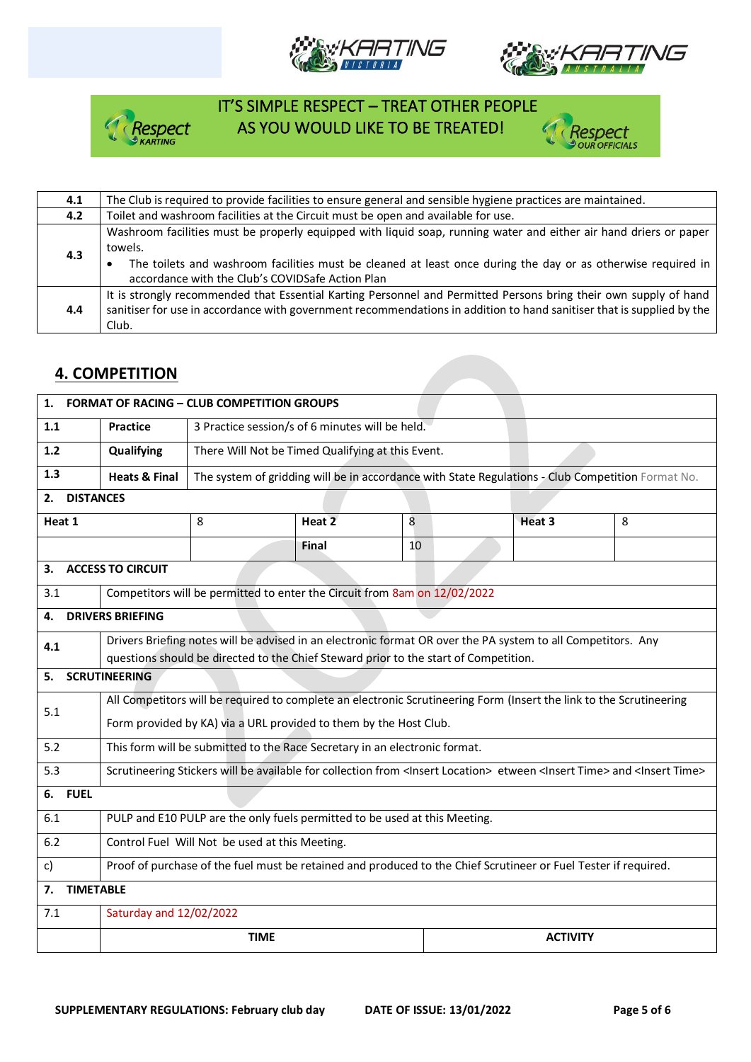IT'S SIMPLE RESPECT – TREAT OTHER PEOPLE AS YOU WOULD LIKE TO BE TREATED!

| | |
|---|---|
| **4.1** | The Club is required to provide facilities to ensure general and sensible hygiene practices are maintained. |
| **4.2** | Toilet and washroom facilities at the Circuit must be open and available for use. |
| **4.3** | Washroom facilities must be properly equipped with liquid soap, running water and either air hand driers or paper towels.<br>• The toilets and washroom facilities must be cleaned at least once during the day or as otherwise required in accordance with the Club's COVIDSafe Action Plan |
| **4.4** | It is strongly recommended that Essential Karting Personnel and Permitted Persons bring their own supply of hand sanitiser for use in accordance with government recommendations in addition to hand sanitiser that is supplied by the Club. |

## 4. COMPETITION

| | | | | | |
|---|---|---|---|---|---|
| **1. FORMAT OF RACING – CLUB COMPETITION GROUPS** | | | | | |
| **1.1** | **Practice** | 3 Practice session/s of 6 minutes will be held. | | | |
| **1.2** | **Qualifying** | There Will Not be Timed Qualifying at this Event. | | | |
| **1.3** | **Heats & Final** | The system of gridding will be in accordance with State Regulations - Club Competition Format No. | | | |
| **2. DISTANCES** | | | | | |
| **Heat 1** | 8 | **Heat 2** | 8 | **Heat 3** | 8 |
| | | **Final** | 10 | | |
| **3. ACCESS TO CIRCUIT** | | | | | |
| 3.1 | Competitors will be permitted to enter the Circuit from 8am on 12/02/2022 | | | | |
| **4. DRIVERS BRIEFING** | | | | | |
| **4.1** | Drivers Briefing notes will be advised in an electronic format OR over the PA system to all Competitors. Any questions should be directed to the Chief Steward prior to the start of Competition. | | | | |
| **5. SCRUTINEERING** | | | | | |
| 5.1 | All Competitors will be required to complete an electronic Scrutineering Form (Insert the link to the Scrutineering Form provided by KA) via a URL provided to them by the Host Club. | | | | |
| 5.2 | This form will be submitted to the Race Secretary in an electronic format. | | | | |
| 5.3 | Scrutineering Stickers will be available for collection from <Insert Location> etween <Insert Time> and <Insert Time> | | | | |
| **6. FUEL** | | | | | |
| 6.1 | PULP and E10 PULP are the only fuels permitted to be used at this Meeting. | | | | |
| 6.2 | Control Fuel Will Not be used at this Meeting. | | | | |
| c) | Proof of purchase of the fuel must be retained and produced to the Chief Scrutineer or Fuel Tester if required. | | | | |
| **7. TIMETABLE** | | | | | |
| 7.1 | Saturday and 12/02/2022 | | | | |
| | **TIME** | | | **ACTIVITY** | |

SUPPLEMENTARY REGULATIONS: February club day DATE OF ISSUE: 13/01/2022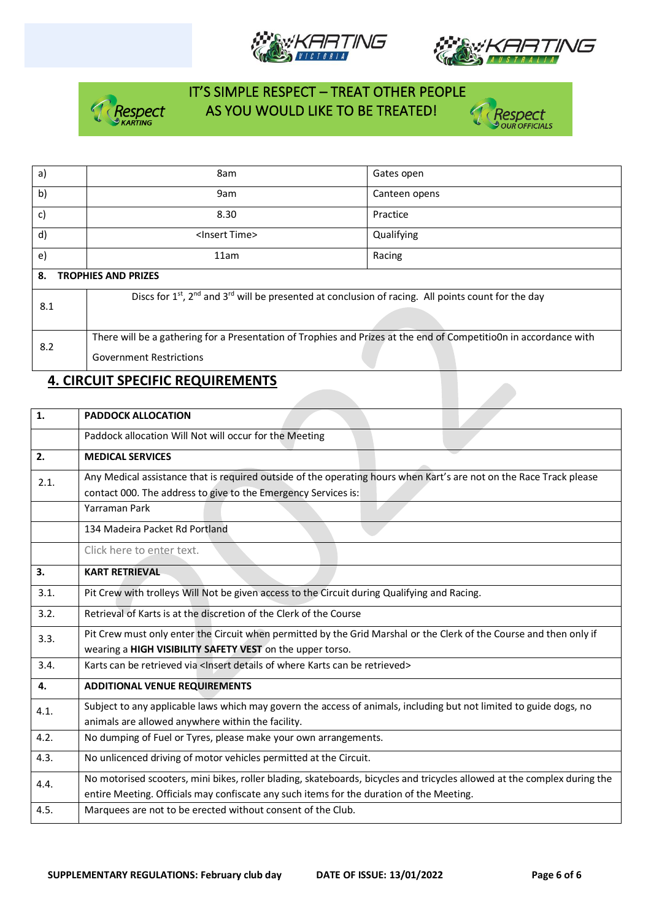IT'S SIMPLE RESPECT – TREAT OTHER PEOPLE AS YOU WOULD LIKE TO BE TREATED!

| | | |
|---|---|---|
| a) | 8am | Gates open |
| b) | 9am | Canteen opens |
| c) | 8.30 | Practice |
| d) | <Insert Time> | Qualifying |
| e) | 11am | Racing |
| **8. TROPHIES AND PRIZES** | | |
| 8.1 | Discs for 1st, 2nd and 3rd will be presented at conclusion of racing. All points count for the day | |
| 8.2 | There will be a gathering for a Presentation of Trophies and Prizes at the end of Competitio0n in accordance with Government Restrictions | |

## 4. CIRCUIT SPECIFIC REQUIREMENTS

| | |
|---|---|
| **1.** | **PADDOCK ALLOCATION** |
| | Paddock allocation Will Not will occur for the Meeting |
| **2.** | **MEDICAL SERVICES** |
| 2.1. | Any Medical assistance that is required outside of the operating hours when Kart's are not on the Race Track please contact 000. The address to give to the Emergency Services is: |
| | Yarraman Park |
| | 134 Madeira Packet Rd Portland |
| | Click here to enter text. |
| **3.** | **KART RETRIEVAL** |
| 3.1. | Pit Crew with trolleys Will Not be given access to the Circuit during Qualifying and Racing. |
| 3.2. | Retrieval of Karts is at the discretion of the Clerk of the Course |
| 3.3. | Pit Crew must only enter the Circuit when permitted by the Grid Marshal or the Clerk of the Course and then only if wearing a **HIGH VISIBILITY SAFETY VEST** on the upper torso. |
| 3.4. | Karts can be retrieved via <Insert details of where Karts can be retrieved> |
| **4.** | **ADDITIONAL VENUE REQUIREMENTS** |
| 4.1. | Subject to any applicable laws which may govern the access of animals, including but not limited to guide dogs, no animals are allowed anywhere within the facility. |
| 4.2. | No dumping of Fuel or Tyres, please make your own arrangements. |
| 4.3. | No unlicenced driving of motor vehicles permitted at the Circuit. |
| 4.4. | No motorised scooters, mini bikes, roller blading, skateboards, bicycles and tricycles allowed at the complex during the entire Meeting. Officials may confiscate any such items for the duration of the Meeting. |
| 4.5. | Marquees are not to be erected without consent of the Club. |